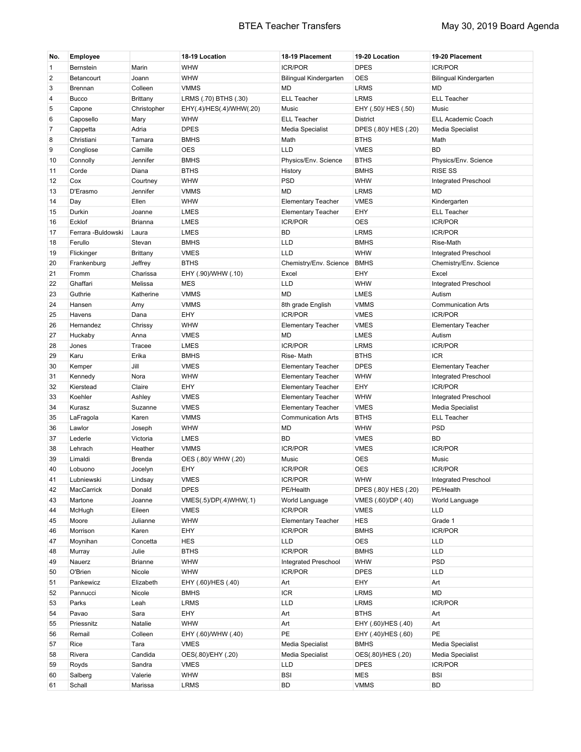# BTEA Teacher Transfers

May 30, 2019 Board Agenda

| No. | Employee | | 18-19 Location | 18-19 Placement | 19-20 Location | 19-20 Placement |
|---|---|---|---|---|---|---|
| 1 | Bernstein | Marin | WHW | ICR/POR | DPES | ICR/POR |
| 2 | Betancourt | Joann | WHW | Bilingual Kindergarten | OES | Bilingual Kindergarten |
| 3 | Brennan | Colleen | VMMS | MD | LRMS | MD |
| 4 | Bucco | Brittany | LRMS (.70) BTHS (.30) | ELL Teacher | LRMS | ELL Teacher |
| 5 | Capone | Christopher | EHY(.4)/HES(.4)/WHW(.20) | Music | EHY (.50)/ HES (.50) | Music |
| 6 | Caposello | Mary | WHW | ELL Teacher | District | ELL Academic Coach |
| 7 | Cappetta | Adria | DPES | Media Specialist | DPES (.80)/ HES (.20) | Media Specialist |
| 8 | Christiani | Tamara | BMHS | Math | BTHS | Math |
| 9 | Congliose | Camille | OES | LLD | VMES | BD |
| 10 | Connolly | Jennifer | BMHS | Physics/Env. Science | BTHS | Physics/Env. Science |
| 11 | Corde | Diana | BTHS | History | BMHS | RISE SS |
| 12 | Cox | Courtney | WHW | PSD | WHW | Integrated Preschool |
| 13 | D'Erasmo | Jennifer | VMMS | MD | LRMS | MD |
| 14 | Day | Ellen | WHW | Elementary Teacher | VMES | Kindergarten |
| 15 | Durkin | Joanne | LMES | Elementary Teacher | EHY | ELL Teacher |
| 16 | Ecklof | Brianna | LMES | ICR/POR | OES | ICR/POR |
| 17 | Ferrara -Buldowski | Laura | LMES | BD | LRMS | ICR/POR |
| 18 | Ferullo | Stevan | BMHS | LLD | BMHS | Rise-Math |
| 19 | Flickinger | Brittany | VMES | LLD | WHW | Integrated Preschool |
| 20 | Frankenburg | Jeffrey | BTHS | Chemistry/Env. Science | BMHS | Chemistry/Env. Science |
| 21 | Fromm | Charissa | EHY (.90)/WHW (.10) | Excel | EHY | Excel |
| 22 | Ghaffari | Melissa | MES | LLD | WHW | Integrated Preschool |
| 23 | Guthrie | Katherine | VMMS | MD | LMES | Autism |
| 24 | Hansen | Amy | VMMS | 8th grade English | VMMS | Communication Arts |
| 25 | Havens | Dana | EHY | ICR/POR | VMES | ICR/POR |
| 26 | Hernandez | Chrissy | WHW | Elementary Teacher | VMES | Elementary Teacher |
| 27 | Huckaby | Anna | VMES | MD | LMES | Autism |
| 28 | Jones | Tracee | LMES | ICR/POR | LRMS | ICR/POR |
| 29 | Karu | Erika | BMHS | Rise- Math | BTHS | ICR |
| 30 | Kemper | Jill | VMES | Elementary Teacher | DPES | Elementary Teacher |
| 31 | Kennedy | Nora | WHW | Elementary Teacher | WHW | Integrated Preschool |
| 32 | Kierstead | Claire | EHY | Elementary Teacher | EHY | ICR/POR |
| 33 | Koehler | Ashley | VMES | Elementary Teacher | WHW | Integrated Preschool |
| 34 | Kurasz | Suzanne | VMES | Elementary Teacher | VMES | Media Specialist |
| 35 | LaFragola | Karen | VMMS | Communication Arts | BTHS | ELL Teacher |
| 36 | Lawlor | Joseph | WHW | MD | WHW | PSD |
| 37 | Lederle | Victoria | LMES | BD | VMES | BD |
| 38 | Lehrach | Heather | VMMS | ICR/POR | VMES | ICR/POR |
| 39 | Limaldi | Brenda | OES (.80)/ WHW (.20) | Music | OES | Music |
| 40 | Lobuono | Jocelyn | EHY | ICR/POR | OES | ICR/POR |
| 41 | Lubniewski | Lindsay | VMES | ICR/POR | WHW | Integrated Preschool |
| 42 | MacCarrick | Donald | DPES | PE/Health | DPES (.80)/ HES (.20) | PE/Health |
| 43 | Martone | Joanne | VMES(.5)/DP(.4)WHW(.1) | World Language | VMES (.60)/DP (.40) | World Language |
| 44 | McHugh | Eileen | VMES | ICR/POR | VMES | LLD |
| 45 | Moore | Julianne | WHW | Elementary Teacher | HES | Grade 1 |
| 46 | Morrison | Karen | EHY | ICR/POR | BMHS | ICR/POR |
| 47 | Moynihan | Concetta | HES | LLD | OES | LLD |
| 48 | Murray | Julie | BTHS | ICR/POR | BMHS | LLD |
| 49 | Nauerz | Brianne | WHW | Integrated Preschool | WHW | PSD |
| 50 | O'Brien | Nicole | WHW | ICR/POR | DPES | LLD |
| 51 | Pankewicz | Elizabeth | EHY (.60)/HES (.40) | Art | EHY | Art |
| 52 | Pannucci | Nicole | BMHS | ICR | LRMS | MD |
| 53 | Parks | Leah | LRMS | LLD | LRMS | ICR/POR |
| 54 | Pavao | Sara | EHY | Art | BTHS | Art |
| 55 | Priessnitz | Natalie | WHW | Art | EHY (.60)/HES (.40) | Art |
| 56 | Remail | Colleen | EHY (.60)/WHW (.40) | PE | EHY (.40)/HES (.60) | PE |
| 57 | Rice | Tara | VMES | Media Specialist | BMHS | Media Specialist |
| 58 | Rivera | Candida | OES(.80)/EHY (.20) | Media Specialist | OES(.80)/HES (.20) | Media Specialist |
| 59 | Royds | Sandra | VMES | LLD | DPES | ICR/POR |
| 60 | Salberg | Valerie | WHW | BSI | MES | BSI |
| 61 | Schall | Marissa | LRMS | BD | VMMS | BD |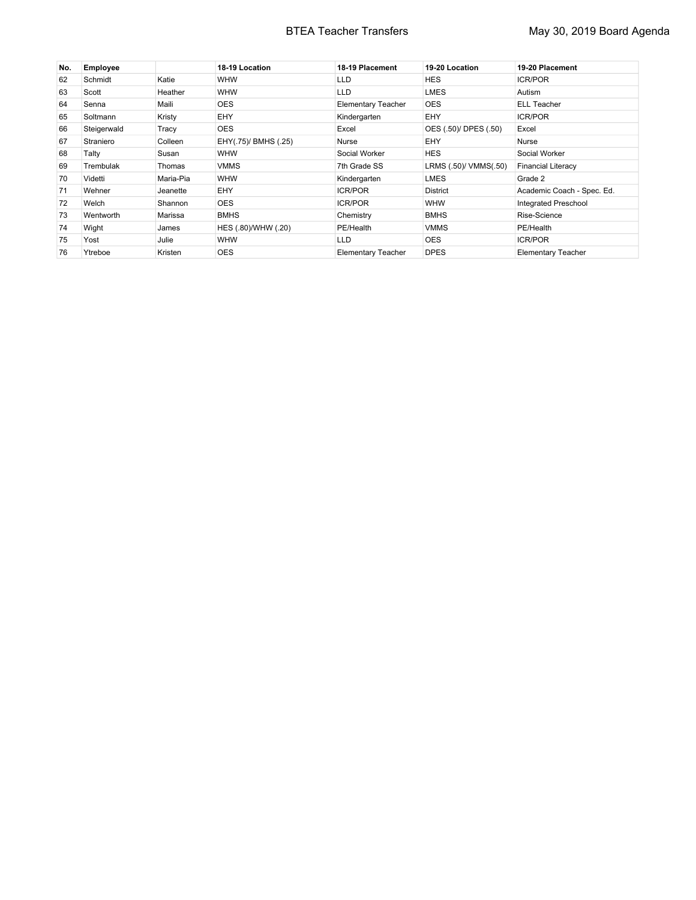| No. | Employee | | 18-19 Location | 18-19 Placement | 19-20 Location | 19-20 Placement |
|---|---|---|---|---|---|---|
| 62 | Schmidt | Katie | WHW | LLD | HES | ICR/POR |
| 63 | Scott | Heather | WHW | LLD | LMES | Autism |
| 64 | Senna | Maili | OES | Elementary Teacher | OES | ELL Teacher |
| 65 | Soltmann | Kristy | EHY | Kindergarten | EHY | ICR/POR |
| 66 | Steigerwald | Tracy | OES | Excel | OES (.50)/ DPES (.50) | Excel |
| 67 | Straniero | Colleen | EHY(.75)/ BMHS (.25) | Nurse | EHY | Nurse |
| 68 | Talty | Susan | WHW | Social Worker | HES | Social Worker |
| 69 | Trembulak | Thomas | VMMS | 7th Grade SS | LRMS (.50)/ VMMS(.50) | Financial Literacy |
| 70 | Videtti | Maria-Pia | WHW | Kindergarten | LMES | Grade 2 |
| 71 | Wehner | Jeanette | EHY | ICR/POR | District | Academic Coach - Spec. Ed. |
| 72 | Welch | Shannon | OES | ICR/POR | WHW | Integrated Preschool |
| 73 | Wentworth | Marissa | BMHS | Chemistry | BMHS | Rise-Science |
| 74 | Wight | James | HES (.80)/WHW (.20) | PE/Health | VMMS | PE/Health |
| 75 | Yost | Julie | WHW | LLD | OES | ICR/POR |
| 76 | Ytreboe | Kristen | OES | Elementary Teacher | DPES | Elementary Teacher |